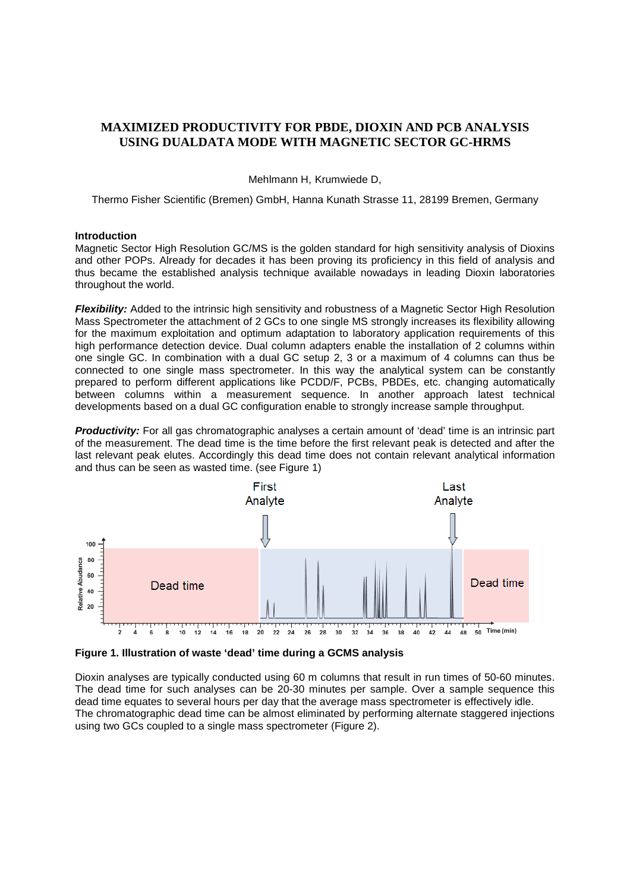# MAXIMIZED PRODUCTIVITY FOR PBDE, DIOXIN AND PCB ANALYSIS USING DUALDATA MODE WITH MAGNETIC SECTOR GC-HRMS

Mehlmann H, Krumwiede D,

Thermo Fisher Scientific (Bremen) GmbH, Hanna Kunath Strasse 11, 28199 Bremen, Germany

## Introduction

Magnetic Sector High Resolution GC/MS is the golden standard for high sensitivity analysis of Dioxins and other POPs. Already for decades it has been proving its proficiency in this field of analysis and thus became the established analysis technique available nowadays in leading Dioxin laboratories throughout the world.

***Flexibility:*** Added to the intrinsic high sensitivity and robustness of a Magnetic Sector High Resolution Mass Spectrometer the attachment of 2 GCs to one single MS strongly increases its flexibility allowing for the maximum exploitation and optimum adaptation to laboratory application requirements of this high performance detection device. Dual column adapters enable the installation of 2 columns within one single GC. In combination with a dual GC setup 2, 3 or a maximum of 4 columns can thus be connected to one single mass spectrometer. In this way the analytical system can be constantly prepared to perform different applications like PCDD/F, PCBs, PBDEs, etc. changing automatically between columns within a measurement sequence. In another approach latest technical developments based on a dual GC configuration enable to strongly increase sample throughput.

***Productivity:*** For all gas chromatographic analyses a certain amount of 'dead' time is an intrinsic part of the measurement. The dead time is the time before the first relevant peak is detected and after the last relevant peak elutes. Accordingly this dead time does not contain relevant analytical information and thus can be seen as wasted time. (see Figure 1)

**Figure 1. Illustration of waste 'dead' time during a GCMS analysis**

Dioxin analyses are typically conducted using 60 m columns that result in run times of 50-60 minutes. The dead time for such analyses can be 20-30 minutes per sample. Over a sample sequence this dead time equates to several hours per day that the average mass spectrometer is effectively idle.
The chromatographic dead time can be almost eliminated by performing alternate staggered injections using two GCs coupled to a single mass spectrometer (Figure 2).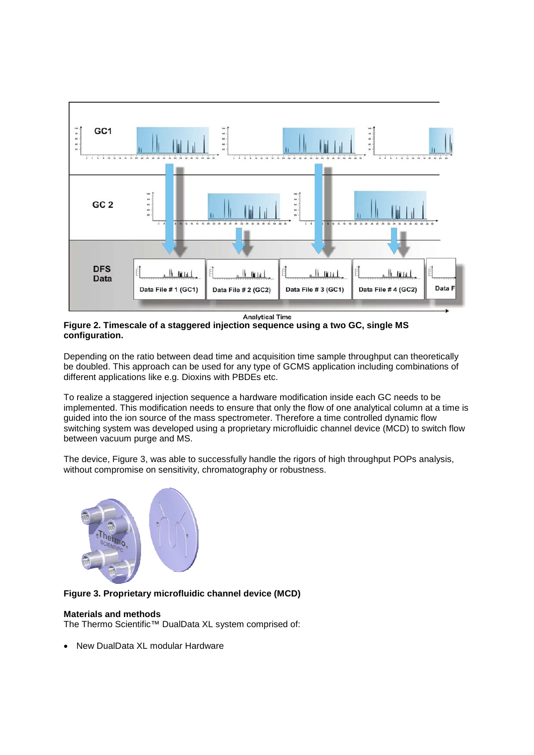**Figure 2. Timescale of a staggered injection sequence using a two GC, single MS configuration.**

Depending on the ratio between dead time and acquisition time sample throughput can theoretically be doubled. This approach can be used for any type of GCMS application including combinations of different applications like e.g. Dioxins with PBDEs etc.

To realize a staggered injection sequence a hardware modification inside each GC needs to be implemented. This modification needs to ensure that only the flow of one analytical column at a time is guided into the ion source of the mass spectrometer. Therefore a time controlled dynamic flow switching system was developed using a proprietary microfluidic channel device (MCD) to switch flow between vacuum purge and MS.

The device, Figure 3, was able to successfully handle the rigors of high throughput POPs analysis, without compromise on sensitivity, chromatography or robustness.

**Figure 3. Proprietary microfluidic channel device (MCD)**

**Materials and methods**

The Thermo Scientific™ DualData XL system comprised of:

- New DualData XL modular Hardware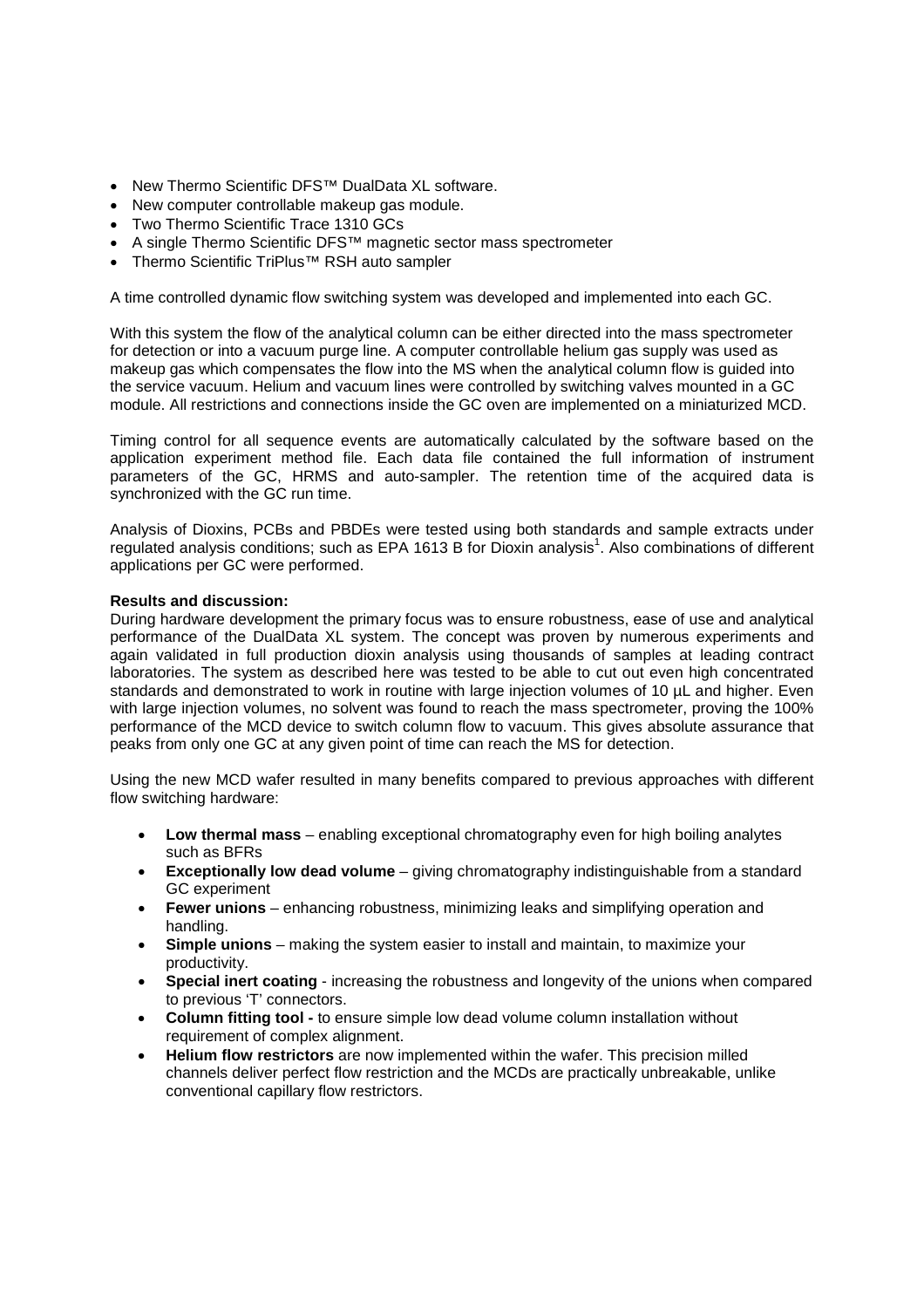- New Thermo Scientific DFS™ DualData XL software.
- New computer controllable makeup gas module.
- Two Thermo Scientific Trace 1310 GCs
- A single Thermo Scientific DFS™ magnetic sector mass spectrometer
- Thermo Scientific TriPlus™ RSH auto sampler

A time controlled dynamic flow switching system was developed and implemented into each GC.

With this system the flow of the analytical column can be either directed into the mass spectrometer for detection or into a vacuum purge line. A computer controllable helium gas supply was used as makeup gas which compensates the flow into the MS when the analytical column flow is guided into the service vacuum. Helium and vacuum lines were controlled by switching valves mounted in a GC module. All restrictions and connections inside the GC oven are implemented on a miniaturized MCD.

Timing control for all sequence events are automatically calculated by the software based on the application experiment method file. Each data file contained the full information of instrument parameters of the GC, HRMS and auto-sampler. The retention time of the acquired data is synchronized with the GC run time.

Analysis of Dioxins, PCBs and PBDEs were tested using both standards and sample extracts under regulated analysis conditions; such as EPA 1613 B for Dioxin analysis[1]. Also combinations of different applications per GC were performed.

**Results and discussion:**

During hardware development the primary focus was to ensure robustness, ease of use and analytical performance of the DualData XL system. The concept was proven by numerous experiments and again validated in full production dioxin analysis using thousands of samples at leading contract laboratories. The system as described here was tested to be able to cut out even high concentrated standards and demonstrated to work in routine with large injection volumes of 10 µL and higher. Even with large injection volumes, no solvent was found to reach the mass spectrometer, proving the 100% performance of the MCD device to switch column flow to vacuum. This gives absolute assurance that peaks from only one GC at any given point of time can reach the MS for detection.

Using the new MCD wafer resulted in many benefits compared to previous approaches with different flow switching hardware:

- **Low thermal mass** – enabling exceptional chromatography even for high boiling analytes such as BFRs
- **Exceptionally low dead volume** – giving chromatography indistinguishable from a standard GC experiment
- **Fewer unions** – enhancing robustness, minimizing leaks and simplifying operation and handling.
- **Simple unions** – making the system easier to install and maintain, to maximize your productivity.
- **Special inert coating** - increasing the robustness and longevity of the unions when compared to previous 'T' connectors.
- **Column fitting tool -** to ensure simple low dead volume column installation without requirement of complex alignment.
- **Helium flow restrictors** are now implemented within the wafer. This precision milled channels deliver perfect flow restriction and the MCDs are practically unbreakable, unlike conventional capillary flow restrictors.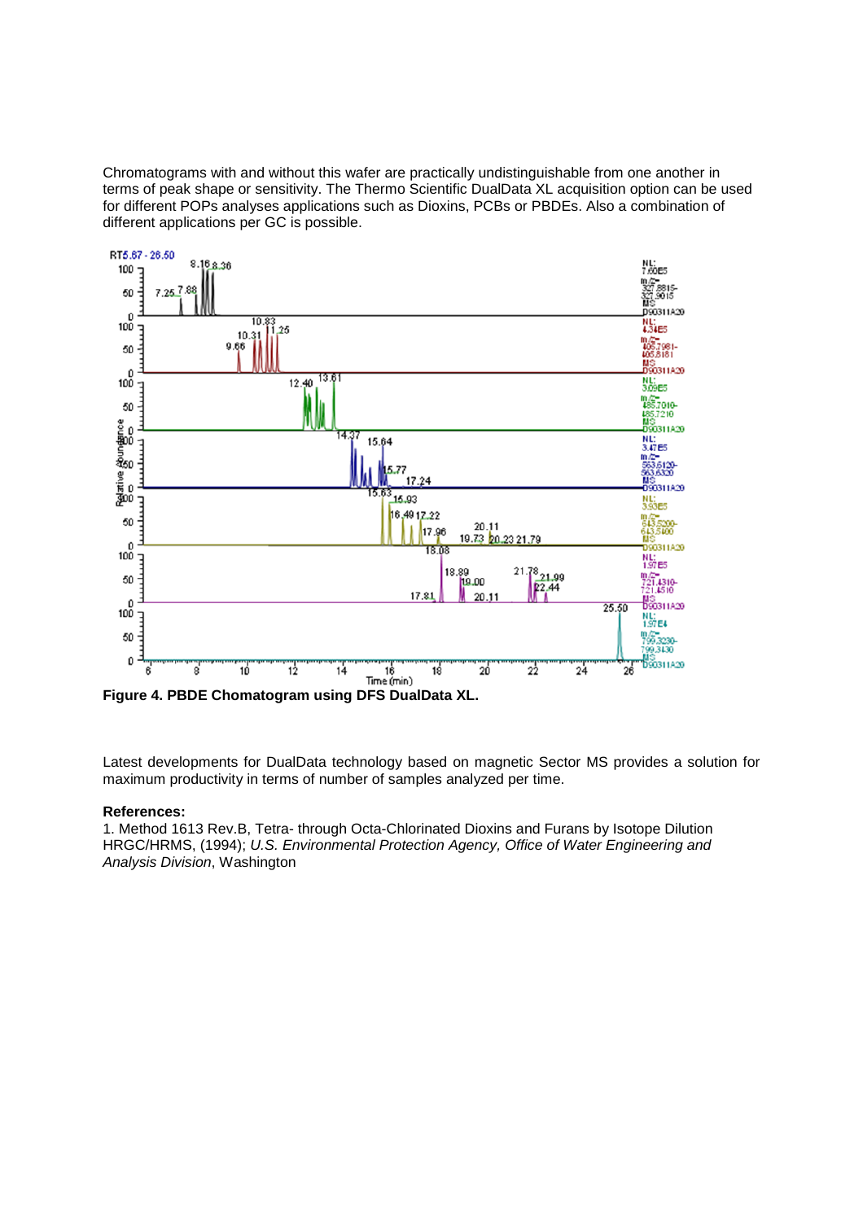Chromatograms with and without this wafer are practically undistinguishable from one another in terms of peak shape or sensitivity. The Thermo Scientific DualData XL acquisition option can be used for different POPs analyses applications such as Dioxins, PCBs or PBDEs. Also a combination of different applications per GC is possible.

RT5.67 - 26.50

7.25 7.88 8.16 8.36

NL: 7.60E5 m/z= 327.8815-327.9015 MS D90311A20

9.66 10.31 10.83 11.25

NL: 4.34E5 m/z= 405.7981-405.8181 MS D90311A20

12.40 13.61

NL: 3.09E5 m/z= 485.7010-485.7210 MS D90311A20

14.37 15.64 15.77 17.24

NL: 3.47E5 m/z= 563.6120-563.6320 MS D90311A20

15.63 15.93 16.49 17.22 17.96 19.73 20.11 20.23 21.79

NL: 3.93E5 m/z= 643.5200-643.5400 MS D90311A20

18.08 17.81 18.89 19.00 20.11 21.78 21.99 22.44

NL: 1.97E5 m/z= 721.4310-721.4510 MS D90311A20

25.50

NL: 1.57E4 m/z= 799.3230-799.3430 MS D90311A20

Relative Abundance

Time (min)

**Figure 4. PBDE Chomatogram using DFS DualData XL.**

Latest developments for DualData technology based on magnetic Sector MS provides a solution for maximum productivity in terms of number of samples analyzed per time.

**References:**

1. Method 1613 Rev.B, Tetra- through Octa-Chlorinated Dioxins and Furans by Isotope Dilution HRGC/HRMS, (1994); *U.S. Environmental Protection Agency, Office of Water Engineering and Analysis Division*, Washington